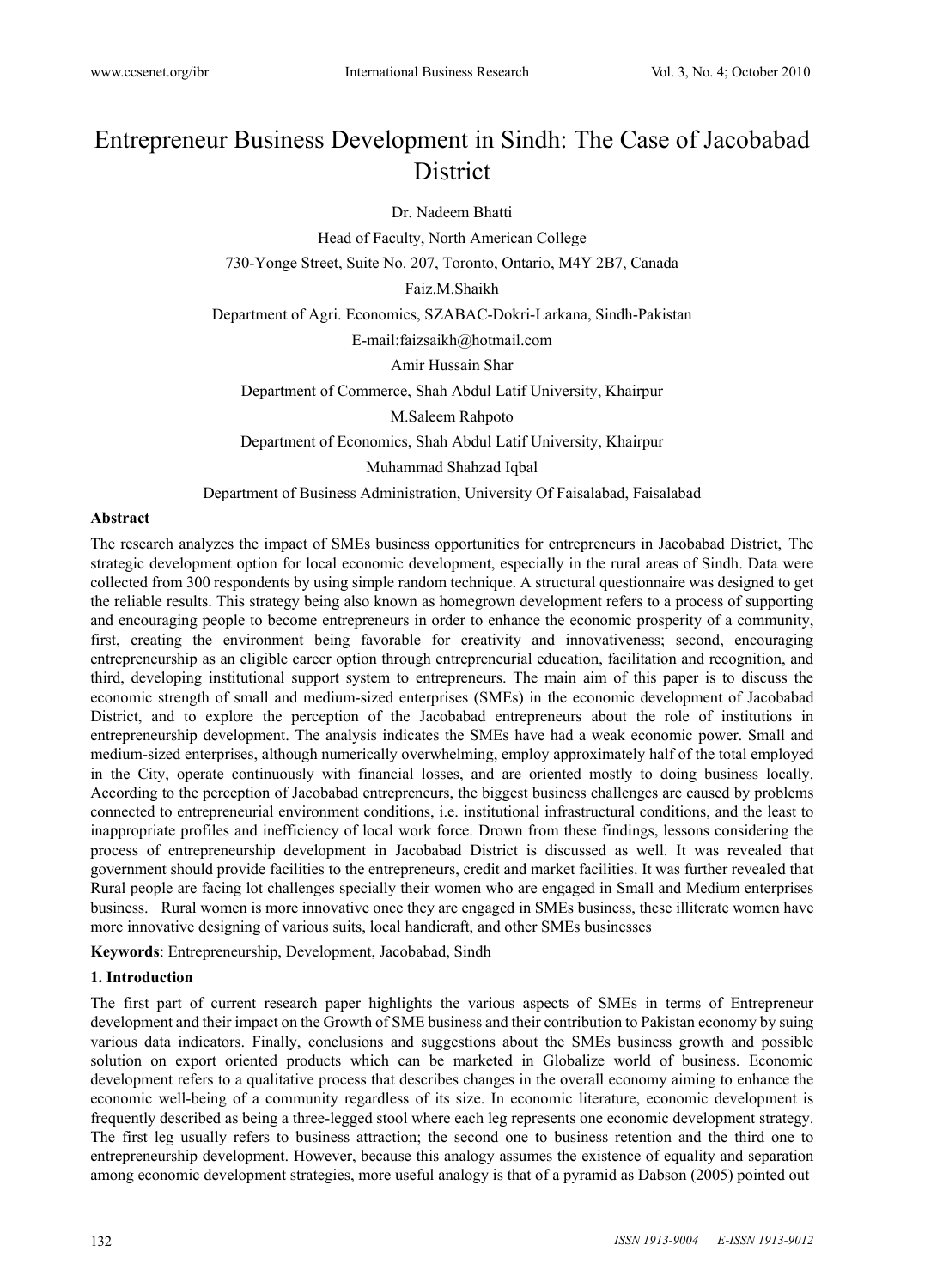# Entrepreneur Business Development in Sindh: The Case of Jacobabad District

Dr. Nadeem Bhatti

Head of Faculty, North American College

730-Yonge Street, Suite No. 207, Toronto, Ontario, M4Y 2B7, Canada

Faiz.M.Shaikh

Department of Agri. Economics, SZABAC-Dokri-Larkana, Sindh-Pakistan

E-mail:faizsaikh@hotmail.com

Amir Hussain Shar

Department of Commerce, Shah Abdul Latif University, Khairpur

M.Saleem Rahpoto

Department of Economics, Shah Abdul Latif University, Khairpur

Muhammad Shahzad Iqbal

Department of Business Administration, University Of Faisalabad, Faisalabad

**Abstract**

The research analyzes the impact of SMEs business opportunities for entrepreneurs in Jacobabad District, The strategic development option for local economic development, especially in the rural areas of Sindh. Data were collected from 300 respondents by using simple random technique. A structural questionnaire was designed to get the reliable results. This strategy being also known as homegrown development refers to a process of supporting and encouraging people to become entrepreneurs in order to enhance the economic prosperity of a community, first, creating the environment being favorable for creativity and innovativeness; second, encouraging entrepreneurship as an eligible career option through entrepreneurial education, facilitation and recognition, and third, developing institutional support system to entrepreneurs. The main aim of this paper is to discuss the economic strength of small and medium-sized enterprises (SMEs) in the economic development of Jacobabad District, and to explore the perception of the Jacobabad entrepreneurs about the role of institutions in entrepreneurship development. The analysis indicates the SMEs have had a weak economic power. Small and medium-sized enterprises, although numerically overwhelming, employ approximately half of the total employed in the City, operate continuously with financial losses, and are oriented mostly to doing business locally. According to the perception of Jacobabad entrepreneurs, the biggest business challenges are caused by problems connected to entrepreneurial environment conditions, i.e. institutional infrastructural conditions, and the least to inappropriate profiles and inefficiency of local work force. Drown from these findings, lessons considering the process of entrepreneurship development in Jacobabad District is discussed as well. It was revealed that government should provide facilities to the entrepreneurs, credit and market facilities. It was further revealed that Rural people are facing lot challenges specially their women who are engaged in Small and Medium enterprises business. Rural women is more innovative once they are engaged in SMEs business, these illiterate women have more innovative designing of various suits, local handicraft, and other SMEs businesses

**Keywords**: Entrepreneurship, Development, Jacobabad, Sindh

## 1. Introduction

The first part of current research paper highlights the various aspects of SMEs in terms of Entrepreneur development and their impact on the Growth of SME business and their contribution to Pakistan economy by suing various data indicators. Finally, conclusions and suggestions about the SMEs business growth and possible solution on export oriented products which can be marketed in Globalize world of business. Economic development refers to a qualitative process that describes changes in the overall economy aiming to enhance the economic well-being of a community regardless of its size. In economic literature, economic development is frequently described as being a three-legged stool where each leg represents one economic development strategy. The first leg usually refers to business attraction; the second one to business retention and the third one to entrepreneurship development. However, because this analogy assumes the existence of equality and separation among economic development strategies, more useful analogy is that of a pyramid as Dabson (2005) pointed out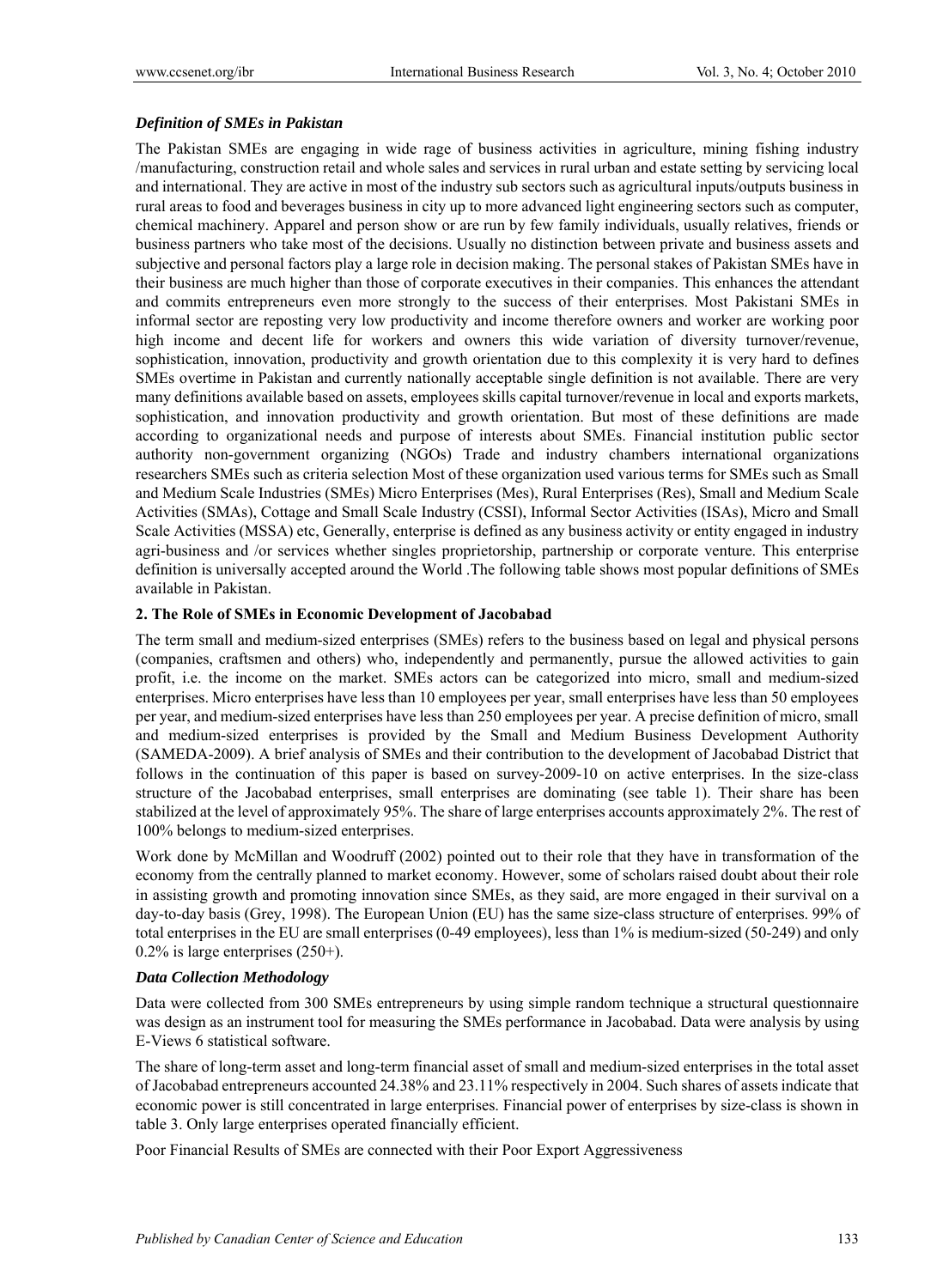### *Definition of SMEs in Pakistan*

The Pakistan SMEs are engaging in wide rage of business activities in agriculture, mining fishing industry /manufacturing, construction retail and whole sales and services in rural urban and estate setting by servicing local and international. They are active in most of the industry sub sectors such as agricultural inputs/outputs business in rural areas to food and beverages business in city up to more advanced light engineering sectors such as computer, chemical machinery. Apparel and person show or are run by few family individuals, usually relatives, friends or business partners who take most of the decisions. Usually no distinction between private and business assets and subjective and personal factors play a large role in decision making. The personal stakes of Pakistan SMEs have in their business are much higher than those of corporate executives in their companies. This enhances the attendant and commits entrepreneurs even more strongly to the success of their enterprises. Most Pakistani SMEs in informal sector are reposting very low productivity and income therefore owners and worker are working poor high income and decent life for workers and owners this wide variation of diversity turnover/revenue, sophistication, innovation, productivity and growth orientation due to this complexity it is very hard to defines SMEs overtime in Pakistan and currently nationally acceptable single definition is not available. There are very many definitions available based on assets, employees skills capital turnover/revenue in local and exports markets, sophistication, and innovation productivity and growth orientation. But most of these definitions are made according to organizational needs and purpose of interests about SMEs. Financial institution public sector authority non-government organizing (NGOs) Trade and industry chambers international organizations researchers SMEs such as criteria selection Most of these organization used various terms for SMEs such as Small and Medium Scale Industries (SMEs) Micro Enterprises (Mes), Rural Enterprises (Res), Small and Medium Scale Activities (SMAs), Cottage and Small Scale Industry (CSSI), Informal Sector Activities (ISAs), Micro and Small Scale Activities (MSSA) etc, Generally, enterprise is defined as any business activity or entity engaged in industry agri-business and /or services whether singles proprietorship, partnership or corporate venture. This enterprise definition is universally accepted around the World .The following table shows most popular definitions of SMEs available in Pakistan.

## 2. The Role of SMEs in Economic Development of Jacobabad

The term small and medium-sized enterprises (SMEs) refers to the business based on legal and physical persons (companies, craftsmen and others) who, independently and permanently, pursue the allowed activities to gain profit, i.e. the income on the market. SMEs actors can be categorized into micro, small and medium-sized enterprises. Micro enterprises have less than 10 employees per year, small enterprises have less than 50 employees per year, and medium-sized enterprises have less than 250 employees per year. A precise definition of micro, small and medium-sized enterprises is provided by the Small and Medium Business Development Authority (SAMEDA-2009). A brief analysis of SMEs and their contribution to the development of Jacobabad District that follows in the continuation of this paper is based on survey-2009-10 on active enterprises. In the size-class structure of the Jacobabad enterprises, small enterprises are dominating (see table 1). Their share has been stabilized at the level of approximately 95%. The share of large enterprises accounts approximately 2%. The rest of 100% belongs to medium-sized enterprises.

Work done by McMillan and Woodruff (2002) pointed out to their role that they have in transformation of the economy from the centrally planned to market economy. However, some of scholars raised doubt about their role in assisting growth and promoting innovation since SMEs, as they said, are more engaged in their survival on a day-to-day basis (Grey, 1998). The European Union (EU) has the same size-class structure of enterprises. 99% of total enterprises in the EU are small enterprises (0-49 employees), less than 1% is medium-sized (50-249) and only 0.2% is large enterprises (250+).

### *Data Collection Methodology*

Data were collected from 300 SMEs entrepreneurs by using simple random technique a structural questionnaire was design as an instrument tool for measuring the SMEs performance in Jacobabad. Data were analysis by using E-Views 6 statistical software.

The share of long-term asset and long-term financial asset of small and medium-sized enterprises in the total asset of Jacobabad entrepreneurs accounted 24.38% and 23.11% respectively in 2004. Such shares of assets indicate that economic power is still concentrated in large enterprises. Financial power of enterprises by size-class is shown in table 3. Only large enterprises operated financially efficient.

Poor Financial Results of SMEs are connected with their Poor Export Aggressiveness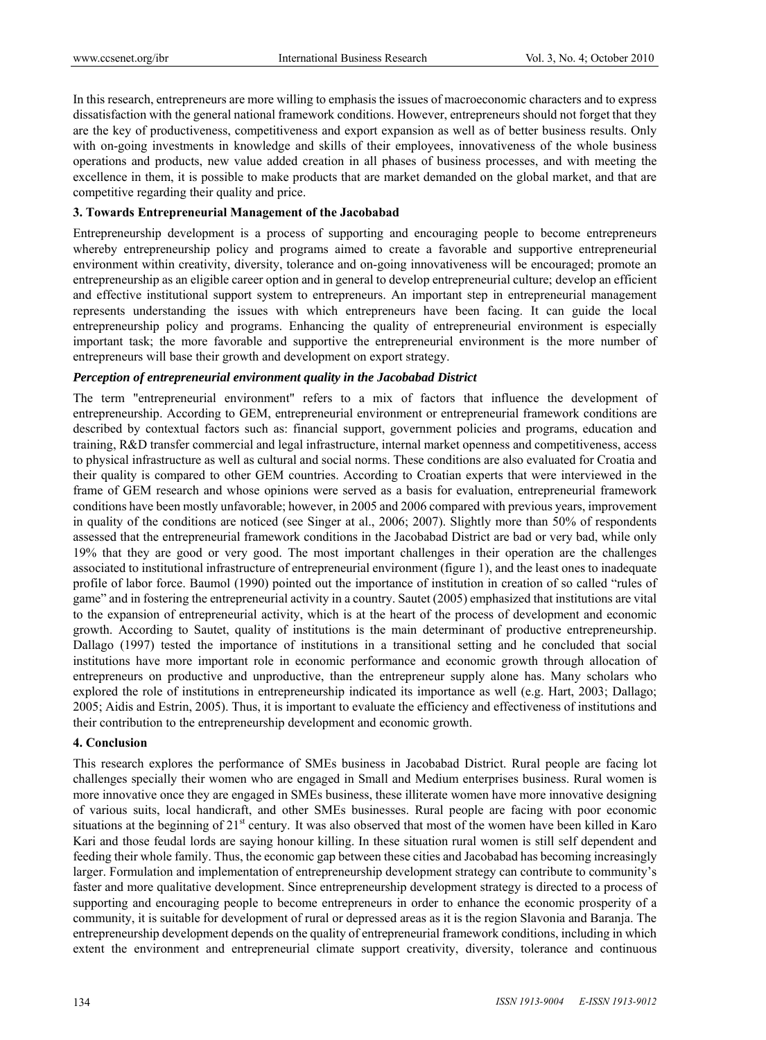In this research, entrepreneurs are more willing to emphasis the issues of macroeconomic characters and to express dissatisfaction with the general national framework conditions. However, entrepreneurs should not forget that they are the key of productiveness, competitiveness and export expansion as well as of better business results. Only with on-going investments in knowledge and skills of their employees, innovativeness of the whole business operations and products, new value added creation in all phases of business processes, and with meeting the excellence in them, it is possible to make products that are market demanded on the global market, and that are competitive regarding their quality and price.

## 3. Towards Entrepreneurial Management of the Jacobabad

Entrepreneurship development is a process of supporting and encouraging people to become entrepreneurs whereby entrepreneurship policy and programs aimed to create a favorable and supportive entrepreneurial environment within creativity, diversity, tolerance and on-going innovativeness will be encouraged; promote an entrepreneurship as an eligible career option and in general to develop entrepreneurial culture; develop an efficient and effective institutional support system to entrepreneurs. An important step in entrepreneurial management represents understanding the issues with which entrepreneurs have been facing. It can guide the local entrepreneurship policy and programs. Enhancing the quality of entrepreneurial environment is especially important task; the more favorable and supportive the entrepreneurial environment is the more number of entrepreneurs will base their growth and development on export strategy.

### *Perception of entrepreneurial environment quality in the Jacobabad District*

The term "entrepreneurial environment" refers to a mix of factors that influence the development of entrepreneurship. According to GEM, entrepreneurial environment or entrepreneurial framework conditions are described by contextual factors such as: financial support, government policies and programs, education and training, R&D transfer commercial and legal infrastructure, internal market openness and competitiveness, access to physical infrastructure as well as cultural and social norms. These conditions are also evaluated for Croatia and their quality is compared to other GEM countries. According to Croatian experts that were interviewed in the frame of GEM research and whose opinions were served as a basis for evaluation, entrepreneurial framework conditions have been mostly unfavorable; however, in 2005 and 2006 compared with previous years, improvement in quality of the conditions are noticed (see Singer at al., 2006; 2007). Slightly more than 50% of respondents assessed that the entrepreneurial framework conditions in the Jacobabad District are bad or very bad, while only 19% that they are good or very good. The most important challenges in their operation are the challenges associated to institutional infrastructure of entrepreneurial environment (figure 1), and the least ones to inadequate profile of labor force. Baumol (1990) pointed out the importance of institution in creation of so called "rules of game" and in fostering the entrepreneurial activity in a country. Sautet (2005) emphasized that institutions are vital to the expansion of entrepreneurial activity, which is at the heart of the process of development and economic growth. According to Sautet, quality of institutions is the main determinant of productive entrepreneurship. Dallago (1997) tested the importance of institutions in a transitional setting and he concluded that social institutions have more important role in economic performance and economic growth through allocation of entrepreneurs on productive and unproductive, than the entrepreneur supply alone has. Many scholars who explored the role of institutions in entrepreneurship indicated its importance as well (e.g. Hart, 2003; Dallago; 2005; Aidis and Estrin, 2005). Thus, it is important to evaluate the efficiency and effectiveness of institutions and their contribution to the entrepreneurship development and economic growth.

## 4. Conclusion

This research explores the performance of SMEs business in Jacobabad District. Rural people are facing lot challenges specially their women who are engaged in Small and Medium enterprises business. Rural women is more innovative once they are engaged in SMEs business, these illiterate women have more innovative designing of various suits, local handicraft, and other SMEs businesses. Rural people are facing with poor economic situations at the beginning of 21st century. It was also observed that most of the women have been killed in Karo Kari and those feudal lords are saying honour killing. In these situation rural women is still self dependent and feeding their whole family. Thus, the economic gap between these cities and Jacobabad has becoming increasingly larger. Formulation and implementation of entrepreneurship development strategy can contribute to community's faster and more qualitative development. Since entrepreneurship development strategy is directed to a process of supporting and encouraging people to become entrepreneurs in order to enhance the economic prosperity of a community, it is suitable for development of rural or depressed areas as it is the region Slavonia and Baranja. The entrepreneurship development depends on the quality of entrepreneurial framework conditions, including in which extent the environment and entrepreneurial climate support creativity, diversity, tolerance and continuous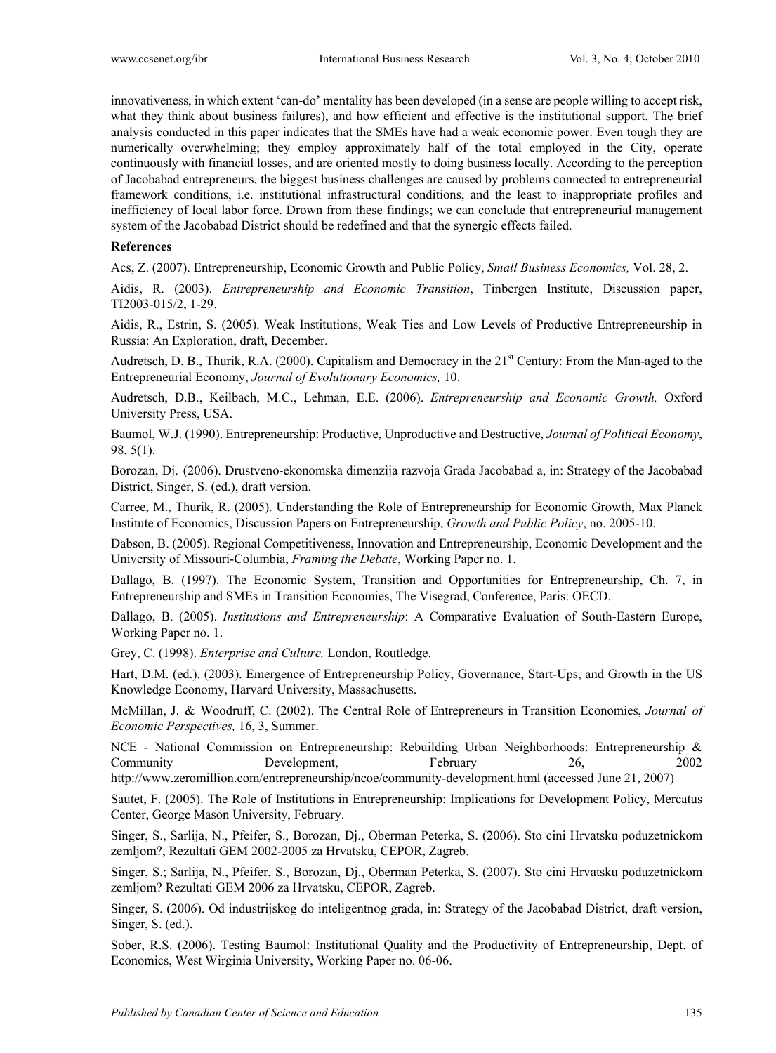innovativeness, in which extent 'can-do' mentality has been developed (in a sense are people willing to accept risk, what they think about business failures), and how efficient and effective is the institutional support. The brief analysis conducted in this paper indicates that the SMEs have had a weak economic power. Even tough they are numerically overwhelming; they employ approximately half of the total employed in the City, operate continuously with financial losses, and are oriented mostly to doing business locally. According to the perception of Jacobabad entrepreneurs, the biggest business challenges are caused by problems connected to entrepreneurial framework conditions, i.e. institutional infrastructural conditions, and the least to inappropriate profiles and inefficiency of local labor force. Drown from these findings; we can conclude that entrepreneurial management system of the Jacobabad District should be redefined and that the synergic effects failed.

**References**

Acs, Z. (2007). Entrepreneurship, Economic Growth and Public Policy, *Small Business Economics,* Vol. 28, 2.

Aidis, R. (2003). *Entrepreneurship and Economic Transition*, Tinbergen Institute, Discussion paper, TI2003-015/2, 1-29.

Aidis, R., Estrin, S. (2005). Weak Institutions, Weak Ties and Low Levels of Productive Entrepreneurship in Russia: An Exploration, draft, December.

Audretsch, D. B., Thurik, R.A. (2000). Capitalism and Democracy in the 21st Century: From the Man-aged to the Entrepreneurial Economy, *Journal of Evolutionary Economics,* 10.

Audretsch, D.B., Keilbach, M.C., Lehman, E.E. (2006). *Entrepreneurship and Economic Growth,* Oxford University Press, USA.

Baumol, W.J. (1990). Entrepreneurship: Productive, Unproductive and Destructive, *Journal of Political Economy*, 98, 5(1).

Borozan, Dj. (2006). Drustveno-ekonomska dimenzija razvoja Grada Jacobabad a, in: Strategy of the Jacobabad District, Singer, S. (ed.), draft version.

Carree, M., Thurik, R. (2005). Understanding the Role of Entrepreneurship for Economic Growth, Max Planck Institute of Economics, Discussion Papers on Entrepreneurship, *Growth and Public Policy*, no. 2005-10.

Dabson, B. (2005). Regional Competitiveness, Innovation and Entrepreneurship, Economic Development and the University of Missouri-Columbia, *Framing the Debate*, Working Paper no. 1.

Dallago, B. (1997). The Economic System, Transition and Opportunities for Entrepreneurship, Ch. 7, in Entrepreneurship and SMEs in Transition Economies, The Visegrad, Conference, Paris: OECD.

Dallago, B. (2005). *Institutions and Entrepreneurship*: A Comparative Evaluation of South-Eastern Europe, Working Paper no. 1.

Grey, C. (1998). *Enterprise and Culture,* London, Routledge.

Hart, D.M. (ed.). (2003). Emergence of Entrepreneurship Policy, Governance, Start-Ups, and Growth in the US Knowledge Economy, Harvard University, Massachusetts.

McMillan, J. & Woodruff, C. (2002). The Central Role of Entrepreneurs in Transition Economies, *Journal of Economic Perspectives,* 16, 3, Summer.

NCE - National Commission on Entrepreneurship: Rebuilding Urban Neighborhoods: Entrepreneurship & Community Development, February 26, 2002 http://www.zeromillion.com/entrepreneurship/ncoe/community-development.html (accessed June 21, 2007)

Sautet, F. (2005). The Role of Institutions in Entrepreneurship: Implications for Development Policy, Mercatus Center, George Mason University, February.

Singer, S., Sarlija, N., Pfeifer, S., Borozan, Dj., Oberman Peterka, S. (2006). Sto cini Hrvatsku poduzetnickom zemljom?, Rezultati GEM 2002-2005 za Hrvatsku, CEPOR, Zagreb.

Singer, S.; Sarlija, N., Pfeifer, S., Borozan, Dj., Oberman Peterka, S. (2007). Sto cini Hrvatsku poduzetnickom zemljom? Rezultati GEM 2006 za Hrvatsku, CEPOR, Zagreb.

Singer, S. (2006). Od industrijskog do inteligentnog grada, in: Strategy of the Jacobabad District, draft version, Singer, S. (ed.).

Sober, R.S. (2006). Testing Baumol: Institutional Quality and the Productivity of Entrepreneurship, Dept. of Economics, West Wirginia University, Working Paper no. 06-06.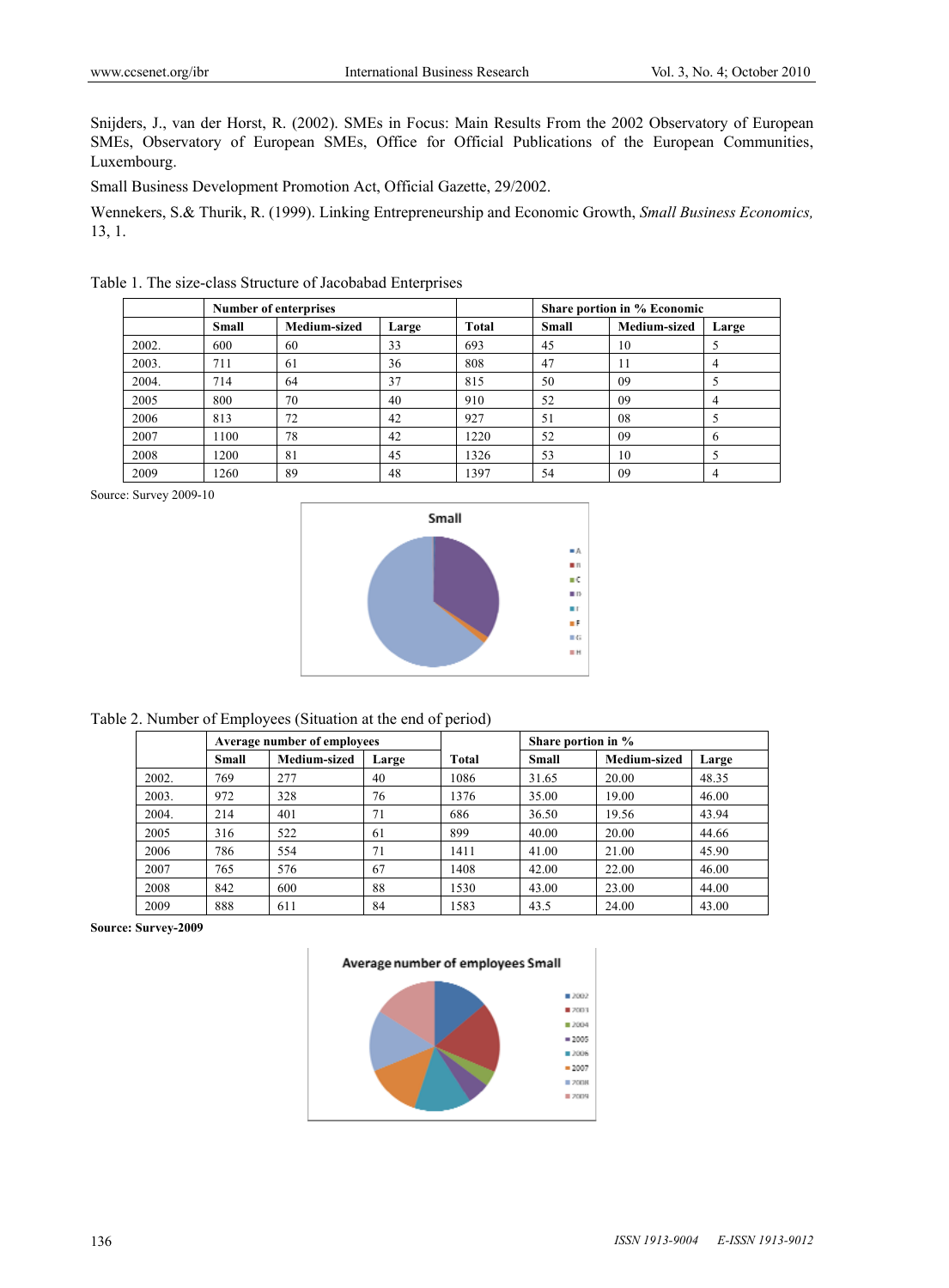Snijders, J., van der Horst, R. (2002). SMEs in Focus: Main Results From the 2002 Observatory of European SMEs, Observatory of European SMEs, Office for Official Publications of the European Communities, Luxembourg.

Small Business Development Promotion Act, Official Gazette, 29/2002.

Wennekers, S.& Thurik, R. (1999). Linking Entrepreneurship and Economic Growth, *Small Business Economics,* 13, 1.

Table 1. The size-class Structure of Jacobabad Enterprises

| | Number of enterprises | | | | Share portion in % Economic | | |
|---|---|---|---|---|---|---|---|
| | Small | Medium-sized | Large | Total | Small | Medium-sized | Large |
| 2002. | 600 | 60 | 33 | 693 | 45 | 10 | 5 |
| 2003. | 711 | 61 | 36 | 808 | 47 | 11 | 4 |
| 2004. | 714 | 64 | 37 | 815 | 50 | 09 | 5 |
| 2005 | 800 | 70 | 40 | 910 | 52 | 09 | 4 |
| 2006 | 813 | 72 | 42 | 927 | 51 | 08 | 5 |
| 2007 | 1100 | 78 | 42 | 1220 | 52 | 09 | 6 |
| 2008 | 1200 | 81 | 45 | 1326 | 53 | 10 | 5 |
| 2009 | 1260 | 89 | 48 | 1397 | 54 | 09 | 4 |

Source: Survey 2009-10

Table 2. Number of Employees (Situation at the end of period)

| | Average number of employees | | | | Share portion in % | | |
|---|---|---|---|---|---|---|---|
| | Small | Medium-sized | Large | Total | Small | Medium-sized | Large |
| 2002. | 769 | 277 | 40 | 1086 | 31.65 | 20.00 | 48.35 |
| 2003. | 972 | 328 | 76 | 1376 | 35.00 | 19.00 | 46.00 |
| 2004. | 214 | 401 | 71 | 686 | 36.50 | 19.56 | 43.94 |
| 2005 | 316 | 522 | 61 | 899 | 40.00 | 20.00 | 44.66 |
| 2006 | 786 | 554 | 71 | 1411 | 41.00 | 21.00 | 45.90 |
| 2007 | 765 | 576 | 67 | 1408 | 42.00 | 22.00 | 46.00 |
| 2008 | 842 | 600 | 88 | 1530 | 43.00 | 23.00 | 44.00 |
| 2009 | 888 | 611 | 84 | 1583 | 43.5 | 24.00 | 43.00 |

**Source: Survey-2009**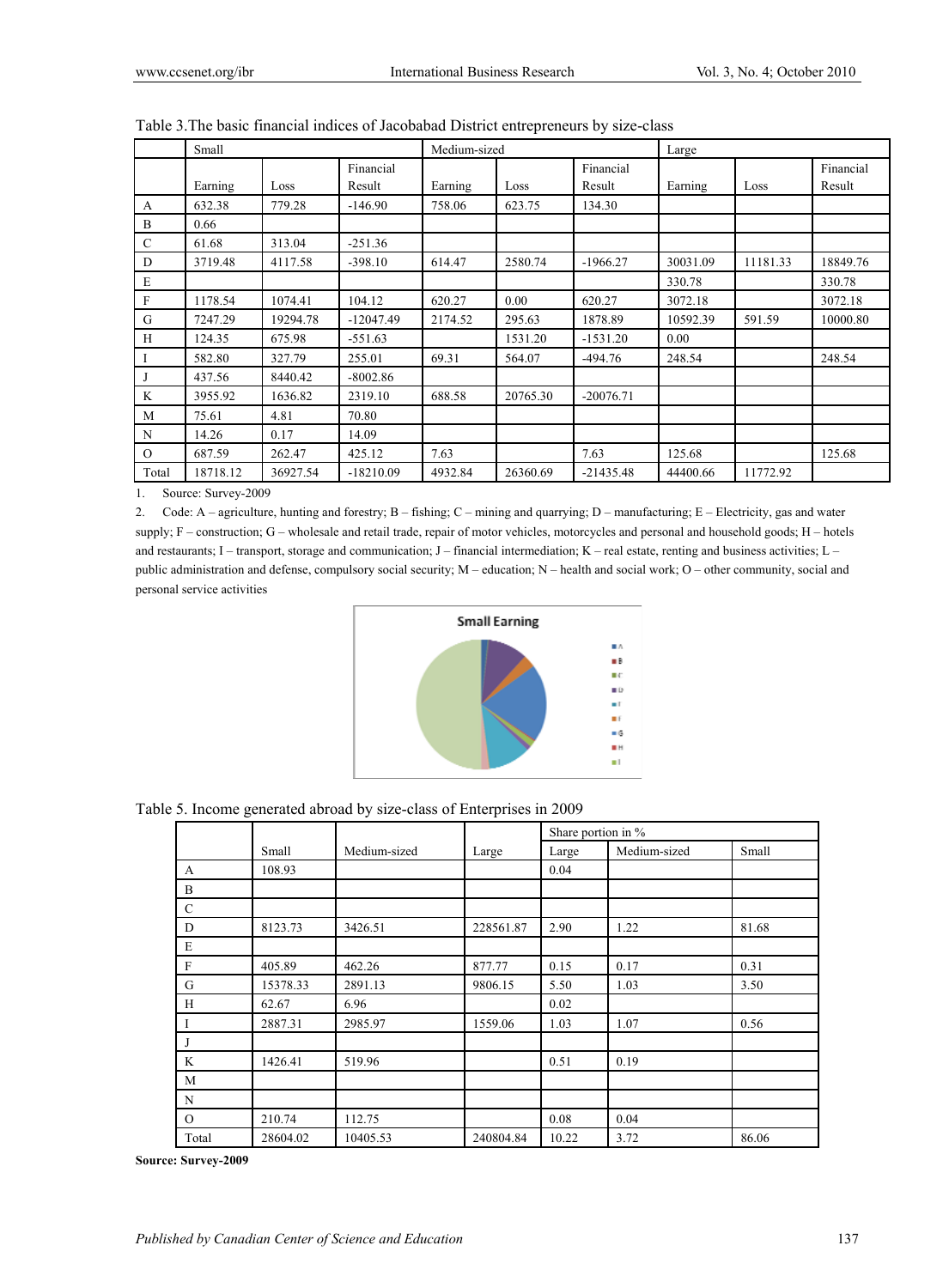Table 3. The basic financial indices of Jacobabad District entrepreneurs by size-class

| | Small | | | Medium-sized | | | Large | | |
|---|---|---|---|---|---|---|---|---|---|
| | Earning | Loss | Financial Result | Earning | Loss | Financial Result | Earning | Loss | Financial Result |
| A | 632.38 | 779.28 | -146.90 | 758.06 | 623.75 | 134.30 | | | |
| B | 0.66 | | | | | | | | |
| C | 61.68 | 313.04 | -251.36 | | | | | | |
| D | 3719.48 | 4117.58 | -398.10 | 614.47 | 2580.74 | -1966.27 | 30031.09 | 11181.33 | 18849.76 |
| E | | | | | | | 330.78 | | 330.78 |
| F | 1178.54 | 1074.41 | 104.12 | 620.27 | 0.00 | 620.27 | 3072.18 | | 3072.18 |
| G | 7247.29 | 19294.78 | -12047.49 | 2174.52 | 295.63 | 1878.89 | 10592.39 | 591.59 | 10000.80 |
| H | 124.35 | 675.98 | -551.63 | | 1531.20 | -1531.20 | 0.00 | | |
| I | 582.80 | 327.79 | 255.01 | 69.31 | 564.07 | -494.76 | 248.54 | | 248.54 |
| J | 437.56 | 8440.42 | -8002.86 | | | | | | |
| K | 3955.92 | 1636.82 | 2319.10 | 688.58 | 20765.30 | -20076.71 | | | |
| M | 75.61 | 4.81 | 70.80 | | | | | | |
| N | 14.26 | 0.17 | 14.09 | | | | | | |
| O | 687.59 | 262.47 | 425.12 | 7.63 | | 7.63 | 125.68 | | 125.68 |
| Total | 18718.12 | 36927.54 | -18210.09 | 4932.84 | 26360.69 | -21435.48 | 44400.66 | 11772.92 | |

1. Source: Survey-2009
2. Code: A – agriculture, hunting and forestry; B – fishing; C – mining and quarrying; D – manufacturing; E – Electricity, gas and water supply; F – construction; G – wholesale and retail trade, repair of motor vehicles, motorcycles and personal and household goods; H – hotels and restaurants; I – transport, storage and communication; J – financial intermediation; K – real estate, renting and business activities; L – public administration and defense, compulsory social security; M – education; N – health and social work; O – other community, social and personal service activities

Table 5. Income generated abroad by size-class of Enterprises in 2009

| | Small | Medium-sized | Large | Share portion in % | | |
|---|---|---|---|---|---|---|
| | | | | Large | Medium-sized | Small |
| A | 108.93 | | | 0.04 | | |
| B | | | | | | |
| C | | | | | | |
| D | 8123.73 | 3426.51 | 228561.87 | 2.90 | 1.22 | 81.68 |
| E | | | | | | |
| F | 405.89 | 462.26 | 877.77 | 0.15 | 0.17 | 0.31 |
| G | 15378.33 | 2891.13 | 9806.15 | 5.50 | 1.03 | 3.50 |
| H | 62.67 | 6.96 | | 0.02 | | |
| I | 2887.31 | 2985.97 | 1559.06 | 1.03 | 1.07 | 0.56 |
| J | | | | | | |
| K | 1426.41 | 519.96 | | 0.51 | 0.19 | |
| M | | | | | | |
| N | | | | | | |
| O | 210.74 | 112.75 | | 0.08 | 0.04 | |
| Total | 28604.02 | 10405.53 | 240804.84 | 10.22 | 3.72 | 86.06 |

**Source: Survey-2009**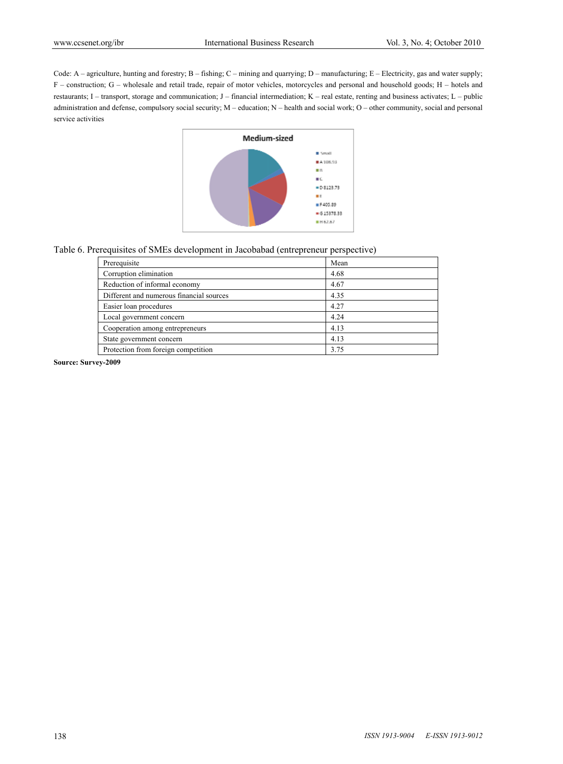Code: A – agriculture, hunting and forestry; B – fishing; C – mining and quarrying; D – manufacturing; E – Electricity, gas and water supply; F – construction; G – wholesale and retail trade, repair of motor vehicles, motorcycles and personal and household goods; H – hotels and restaurants; I – transport, storage and communication; J – financial intermediation; K – real estate, renting and business activates; L – public administration and defense, compulsory social security; M – education; N – health and social work; O – other community, social and personal service activities

Medium-sized

Small
A 108.93
B
C
D 8123.73
E
F 405.89
G 15378.33
H 67.67

Table 6. Prerequisites of SMEs development in Jacobabad (entrepreneur perspective)

| Prerequisite | Mean |
|---|---|
| Corruption elimination | 4.68 |
| Reduction of informal economy | 4.67 |
| Different and numerous financial sources | 4.35 |
| Easier loan procedures | 4.27 |
| Local government concern | 4.24 |
| Cooperation among entrepreneurs | 4.13 |
| State government concern | 4.13 |
| Protection from foreign competition | 3.75 |

**Source: Survey-2009**